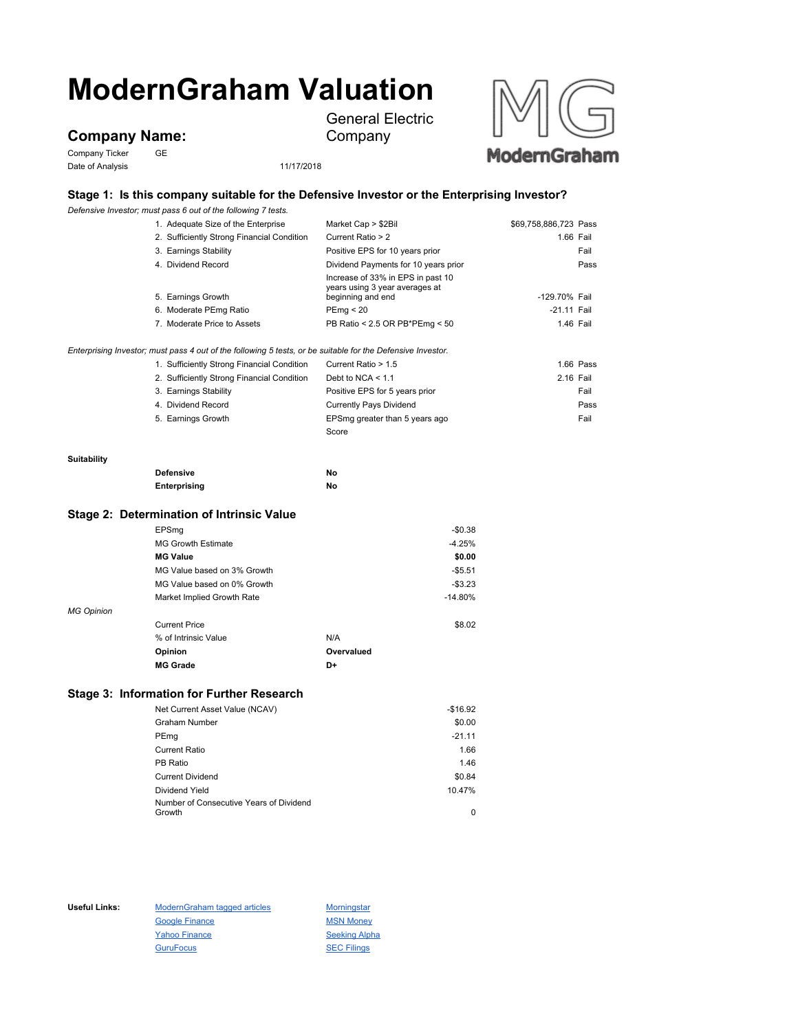# ModernGraham Valuation

## Company Name: General Electric Company

Company Ticker GE

Date of Analysis 11/17/2018

### Stage 1: Is this company suitable for the Defensive Investor or the Enterprising Investor?

*Defensive Investor; must pass 6 out of the following 7 tests.*

| Test | Criterion | Value | Result |
|---|---|---|---|
| 1. Adequate Size of the Enterprise | Market Cap > $2Bil | $69,758,886,723 | Pass |
| 2. Sufficiently Strong Financial Condition | Current Ratio > 2 | 1.66 | Fail |
| 3. Earnings Stability | Positive EPS for 10 years prior | | Fail |
| 4. Dividend Record | Dividend Payments for 10 years prior | | Pass |
| 5. Earnings Growth | Increase of 33% in EPS in past 10 years using 3 year averages at beginning and end | -129.70% | Fail |
| 6. Moderate PEmg Ratio | PEmg < 20 | -21.11 | Fail |
| 7. Moderate Price to Assets | PB Ratio < 2.5 OR PB*PEmg < 50 | 1.46 | Fail |

*Enterprising Investor; must pass 4 out of the following 5 tests, or be suitable for the Defensive Investor.*

| Test | Criterion | Value | Result |
|---|---|---|---|
| 1. Sufficiently Strong Financial Condition | Current Ratio > 1.5 | 1.66 | Pass |
| 2. Sufficiently Strong Financial Condition | Debt to NCA < 1.1 | 2.16 | Fail |
| 3. Earnings Stability | Positive EPS for 5 years prior | | Fail |
| 4. Dividend Record | Currently Pays Dividend | | Pass |
| 5. Earnings Growth | EPSmg greater than 5 years ago | | Fail |
| | Score | | |

**Suitability**

| | |
|---|---|
| **Defensive** | **No** |
| **Enterprising** | **No** |

### Stage 2: Determination of Intrinsic Value

| | |
|---|---|
| EPSmg | -$0.38 |
| MG Growth Estimate | -4.25% |
| **MG Value** | **$0.00** |
| MG Value based on 3% Growth | -$5.51 |
| MG Value based on 0% Growth | -$3.23 |
| Market Implied Growth Rate | -14.80% |

*MG Opinion*

| | |
|---|---|
| Current Price | $8.02 |
| % of Intrinsic Value | N/A |
| **Opinion** | **Overvalued** |
| **MG Grade** | **D+** |

### Stage 3: Information for Further Research

| | |
|---|---|
| Net Current Asset Value (NCAV) | -$16.92 |
| Graham Number | $0.00 |
| PEmg | -21.11 |
| Current Ratio | 1.66 |
| PB Ratio | 1.46 |
| Current Dividend | $0.84 |
| Dividend Yield | 10.47% |
| Number of Consecutive Years of Dividend Growth | 0 |

**Useful Links:**

- ModernGraham tagged articles
- Google Finance
- Yahoo Finance
- GuruFocus
- Morningstar
- MSN Money
- Seeking Alpha
- SEC Filings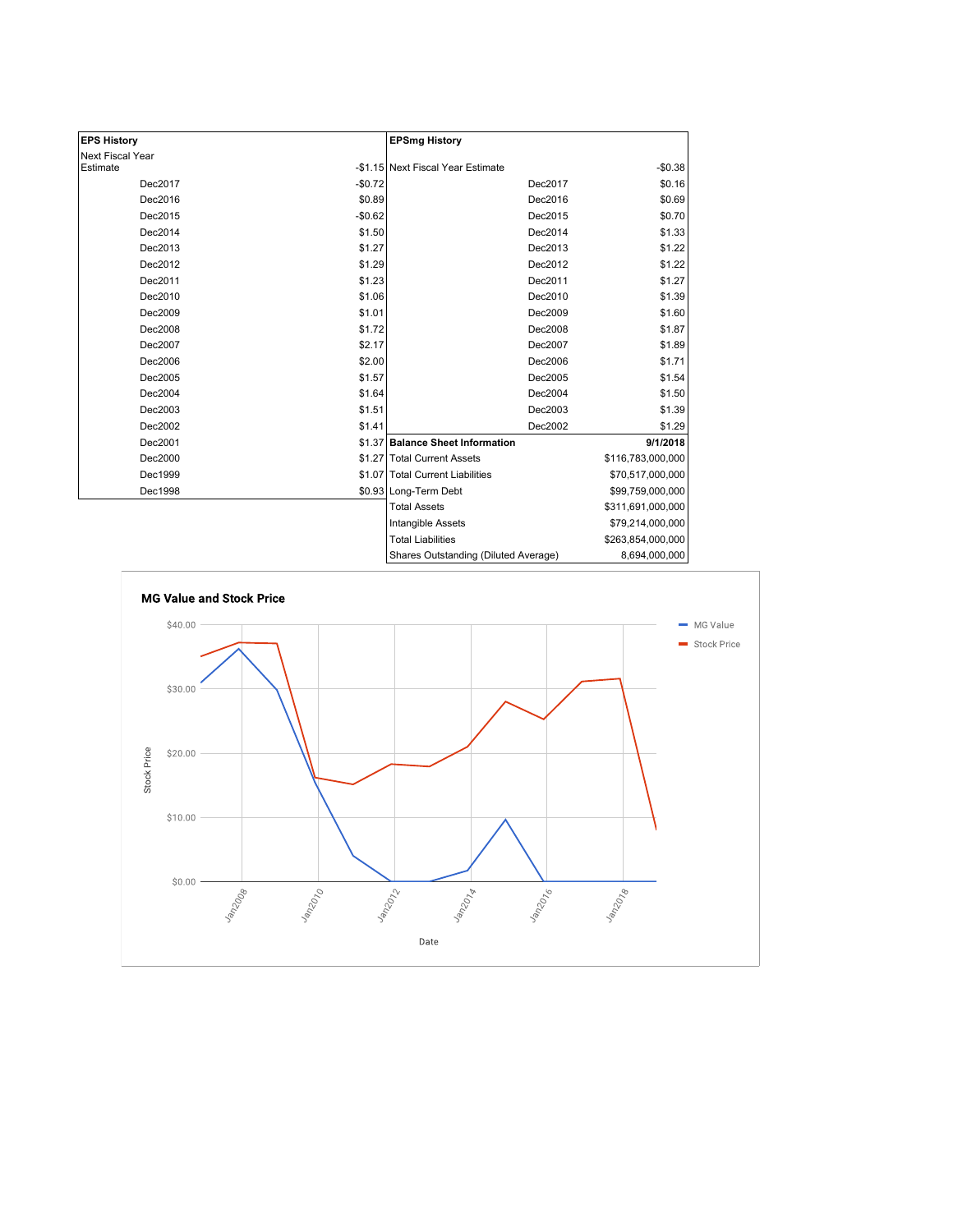| EPS History | | EPSmg History | |
|---|---|---|---|
| Next Fiscal Year Estimate | -$1.15 | Next Fiscal Year Estimate | -$0.38 |
| Dec2017 | -$0.72 | Dec2017 | $0.16 |
| Dec2016 | $0.89 | Dec2016 | $0.69 |
| Dec2015 | -$0.62 | Dec2015 | $0.70 |
| Dec2014 | $1.50 | Dec2014 | $1.33 |
| Dec2013 | $1.27 | Dec2013 | $1.22 |
| Dec2012 | $1.29 | Dec2012 | $1.22 |
| Dec2011 | $1.23 | Dec2011 | $1.27 |
| Dec2010 | $1.06 | Dec2010 | $1.39 |
| Dec2009 | $1.01 | Dec2009 | $1.60 |
| Dec2008 | $1.72 | Dec2008 | $1.87 |
| Dec2007 | $2.17 | Dec2007 | $1.89 |
| Dec2006 | $2.00 | Dec2006 | $1.71 |
| Dec2005 | $1.57 | Dec2005 | $1.54 |
| Dec2004 | $1.64 | Dec2004 | $1.50 |
| Dec2003 | $1.51 | Dec2003 | $1.39 |
| Dec2002 | $1.41 | Dec2002 | $1.29 |
| Dec2001 | $1.37 | **Balance Sheet Information** | **9/1/2018** |
| Dec2000 | $1.27 | Total Current Assets | $116,783,000,000 |
| Dec1999 | $1.07 | Total Current Liabilities | $70,517,000,000 |
| Dec1998 | $0.93 | Long-Term Debt | $99,759,000,000 |
| | | Total Assets | $311,691,000,000 |
| | | Intangible Assets | $79,214,000,000 |
| | | Total Liabilities | $263,854,000,000 |
| | | Shares Outstanding (Diluted Average) | 8,694,000,000 |

**MG Value and Stock Price**

Legend: MG Value, Stock Price

Y-axis: Stock Price ($0.00 – $40.00); X-axis: Date (Jan2008 – Jan2018)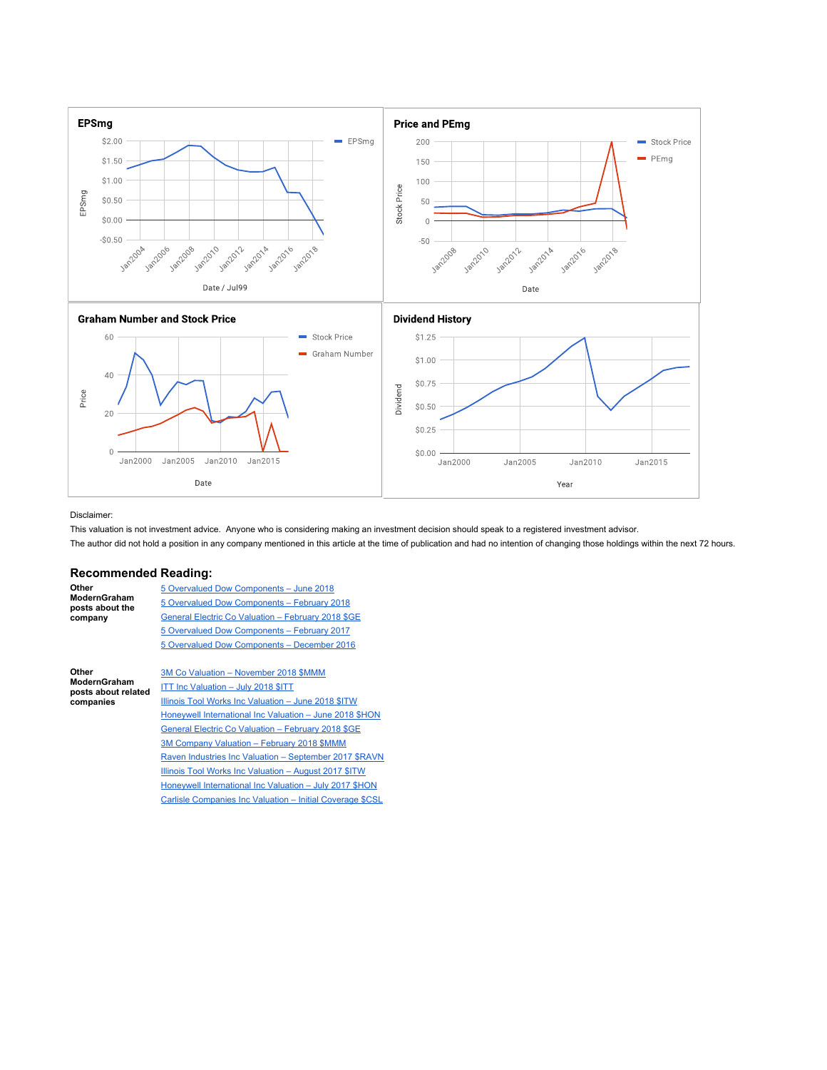EPSmg

$2.00
$1.50
$1.00
$0.50
$0.00
-$0.50

EPSmg

Jan2004 Jan2006 Jan2008 Jan2010 Jan2012 Jan2014 Jan2016 Jan2018

Date / Jul99

Price and PEmg

200
150
100
50
0
-50

Stock Price

Stock Price
PEmg

Jan2008 Jan2010 Jan2012 Jan2014 Jan2016 Jan2018

Date

Graham Number and Stock Price

60
40
20
0

Price

Stock Price
Graham Number

Jan2000 Jan2005 Jan2010 Jan2015

Date

Dividend History

$1.25
$1.00
$0.75
$0.50
$0.25
$0.00

Dividend

Jan2000 Jan2005 Jan2010 Jan2015

Year

Disclaimer:

This valuation is not investment advice. Anyone who is considering making an investment decision should speak to a registered investment advisor.

The author did not hold a position in any company mentioned in this article at the time of publication and had no intention of changing those holdings within the next 72 hours.

## Recommended Reading:

| | |
|---|---|
| **Other ModernGraham posts about the company** | [5 Overvalued Dow Components – June 2018](#)<br>[5 Overvalued Dow Components – February 2018](#)<br>[General Electric Co Valuation – February 2018 $GE](#)<br>[5 Overvalued Dow Components – February 2017](#)<br>[5 Overvalued Dow Components – December 2016](#) |
| **Other ModernGraham posts about related companies** | [3M Co Valuation – November 2018 $MMM](#)<br>[ITT Inc Valuation – July 2018 $ITT](#)<br>[Illinois Tool Works Inc Valuation – June 2018 $ITW](#)<br>[Honeywell International Inc Valuation – June 2018 $HON](#)<br>[General Electric Co Valuation – February 2018 $GE](#)<br>[3M Company Valuation – February 2018 $MMM](#)<br>[Raven Industries Inc Valuation – September 2017 $RAVN](#)<br>[Illinois Tool Works Inc Valuation – August 2017 $ITW](#)<br>[Honeywell International Inc Valuation – July 2017 $HON](#)<br>[Carlisle Companies Inc Valuation – Initial Coverage $CSL](#) |